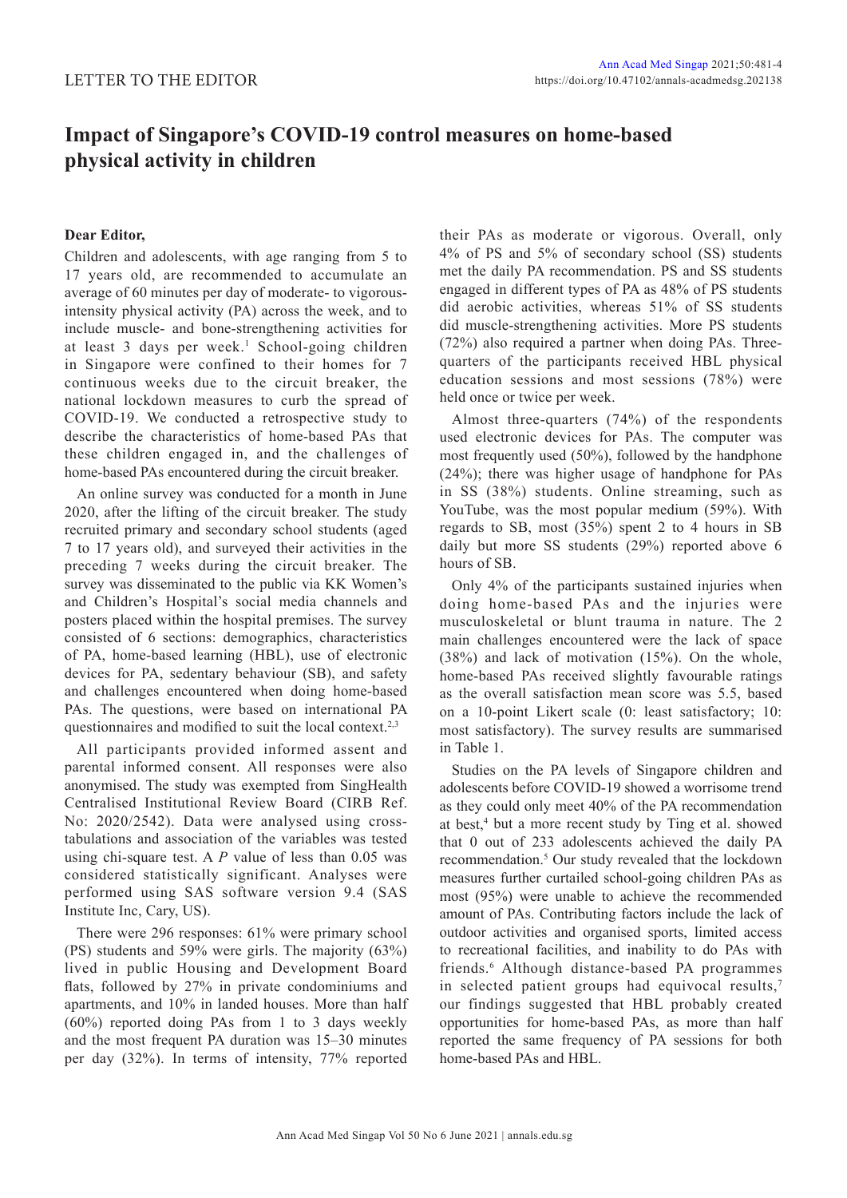LETTER TO THE EDITOR

# Impact of Singapore's COVID-19 control measures on home-based physical activity in children

**Dear Editor,**

Children and adolescents, with age ranging from 5 to 17 years old, are recommended to accumulate an average of 60 minutes per day of moderate- to vigorous-intensity physical activity (PA) across the week, and to include muscle- and bone-strengthening activities for at least 3 days per week.[1] School-going children in Singapore were confined to their homes for 7 continuous weeks due to the circuit breaker, the national lockdown measures to curb the spread of COVID-19. We conducted a retrospective study to describe the characteristics of home-based PAs that these children engaged in, and the challenges of home-based PAs encountered during the circuit breaker.

An online survey was conducted for a month in June 2020, after the lifting of the circuit breaker. The study recruited primary and secondary school students (aged 7 to 17 years old), and surveyed their activities in the preceding 7 weeks during the circuit breaker. The survey was disseminated to the public via KK Women's and Children's Hospital's social media channels and posters placed within the hospital premises. The survey consisted of 6 sections: demographics, characteristics of PA, home-based learning (HBL), use of electronic devices for PA, sedentary behaviour (SB), and safety and challenges encountered when doing home-based PAs. The questions, were based on international PA questionnaires and modified to suit the local context.[2,3]

All participants provided informed assent and parental informed consent. All responses were also anonymised. The study was exempted from SingHealth Centralised Institutional Review Board (CIRB Ref. No: 2020/2542). Data were analysed using cross-tabulations and association of the variables was tested using chi-square test. A *P* value of less than 0.05 was considered statistically significant. Analyses were performed using SAS software version 9.4 (SAS Institute Inc, Cary, US).

There were 296 responses: 61% were primary school (PS) students and 59% were girls. The majority (63%) lived in public Housing and Development Board flats, followed by 27% in private condominiums and apartments, and 10% in landed houses. More than half (60%) reported doing PAs from 1 to 3 days weekly and the most frequent PA duration was 15–30 minutes per day (32%). In terms of intensity, 77% reported their PAs as moderate or vigorous. Overall, only 4% of PS and 5% of secondary school (SS) students met the daily PA recommendation. PS and SS students engaged in different types of PA as 48% of PS students did aerobic activities, whereas 51% of SS students did muscle-strengthening activities. More PS students (72%) also required a partner when doing PAs. Three-quarters of the participants received HBL physical education sessions and most sessions (78%) were held once or twice per week.

Almost three-quarters (74%) of the respondents used electronic devices for PAs. The computer was most frequently used (50%), followed by the handphone (24%); there was higher usage of handphone for PAs in SS (38%) students. Online streaming, such as YouTube, was the most popular medium (59%). With regards to SB, most (35%) spent 2 to 4 hours in SB daily but more SS students (29%) reported above 6 hours of SB.

Only 4% of the participants sustained injuries when doing home-based PAs and the injuries were musculoskeletal or blunt trauma in nature. The 2 main challenges encountered were the lack of space (38%) and lack of motivation (15%). On the whole, home-based PAs received slightly favourable ratings as the overall satisfaction mean score was 5.5, based on a 10-point Likert scale (0: least satisfactory; 10: most satisfactory). The survey results are summarised in Table 1.

Studies on the PA levels of Singapore children and adolescents before COVID-19 showed a worrisome trend as they could only meet 40% of the PA recommendation at best,[4] but a more recent study by Ting et al. showed that 0 out of 233 adolescents achieved the daily PA recommendation.[5] Our study revealed that the lockdown measures further curtailed school-going children PAs as most (95%) were unable to achieve the recommended amount of PAs. Contributing factors include the lack of outdoor activities and organised sports, limited access to recreational facilities, and inability to do PAs with friends.[6] Although distance-based PA programmes in selected patient groups had equivocal results,[7] our findings suggested that HBL probably created opportunities for home-based PAs, as more than half reported the same frequency of PA sessions for both home-based PAs and HBL.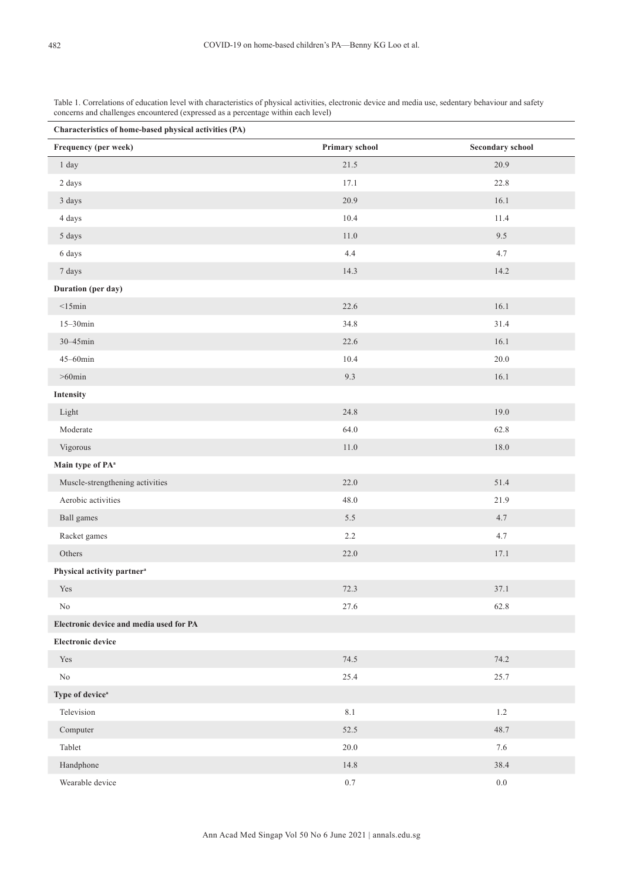Table 1. Correlations of education level with characteristics of physical activities, electronic device and media use, sedentary behaviour and safety concerns and challenges encountered (expressed as a percentage within each level)

| **Characteristics of home-based physical activities (PA)** | | |
|---|---|---|
| **Frequency (per week)** | **Primary school** | **Secondary school** |
| 1 day | 21.5 | 20.9 |
| 2 days | 17.1 | 22.8 |
| 3 days | 20.9 | 16.1 |
| 4 days | 10.4 | 11.4 |
| 5 days | 11.0 | 9.5 |
| 6 days | 4.4 | 4.7 |
| 7 days | 14.3 | 14.2 |
| **Duration (per day)** | | |
| <15min | 22.6 | 16.1 |
| 15–30min | 34.8 | 31.4 |
| 30–45min | 22.6 | 16.1 |
| 45–60min | 10.4 | 20.0 |
| >60min | 9.3 | 16.1 |
| **Intensity** | | |
| Light | 24.8 | 19.0 |
| Moderate | 64.0 | 62.8 |
| Vigorous | 11.0 | 18.0 |
| **Main type of PA[a]** | | |
| Muscle-strengthening activities | 22.0 | 51.4 |
| Aerobic activities | 48.0 | 21.9 |
| Ball games | 5.5 | 4.7 |
| Racket games | 2.2 | 4.7 |
| Others | 22.0 | 17.1 |
| **Physical activity partner[a]** | | |
| Yes | 72.3 | 37.1 |
| No | 27.6 | 62.8 |
| **Electronic device and media used for PA** | | |
| **Electronic device** | | |
| Yes | 74.5 | 74.2 |
| No | 25.4 | 25.7 |
| **Type of device[a]** | | |
| Television | 8.1 | 1.2 |
| Computer | 52.5 | 48.7 |
| Tablet | 20.0 | 7.6 |
| Handphone | 14.8 | 38.4 |
| Wearable device | 0.7 | 0.0 |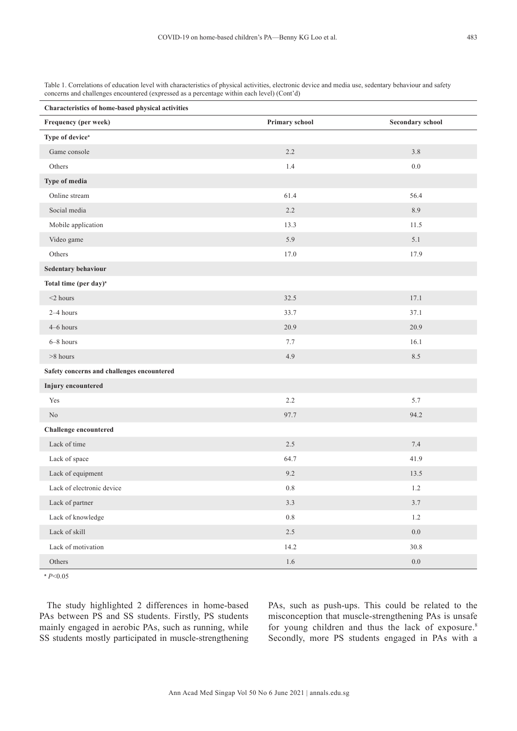Table 1. Correlations of education level with characteristics of physical activities, electronic device and media use, sedentary behaviour and safety concerns and challenges encountered (expressed as a percentage within each level) (Cont'd)

| **Characteristics of home-based physical activities** | | |
|---|---|---|
| **Frequency (per week)** | **Primary school** | **Secondary school** |
| **Type of device**[a] | | |
| Game console | 2.2 | 3.8 |
| Others | 1.4 | 0.0 |
| **Type of media** | | |
| Online stream | 61.4 | 56.4 |
| Social media | 2.2 | 8.9 |
| Mobile application | 13.3 | 11.5 |
| Video game | 5.9 | 5.1 |
| Others | 17.0 | 17.9 |
| **Sedentary behaviour** | | |
| **Total time (per day)**[a] | | |
| <2 hours | 32.5 | 17.1 |
| 2–4 hours | 33.7 | 37.1 |
| 4–6 hours | 20.9 | 20.9 |
| 6–8 hours | 7.7 | 16.1 |
| >8 hours | 4.9 | 8.5 |
| **Safety concerns and challenges encountered** | | |
| **Injury encountered** | | |
| Yes | 2.2 | 5.7 |
| No | 97.7 | 94.2 |
| **Challenge encountered** | | |
| Lack of time | 2.5 | 7.4 |
| Lack of space | 64.7 | 41.9 |
| Lack of equipment | 9.2 | 13.5 |
| Lack of electronic device | 0.8 | 1.2 |
| Lack of partner | 3.3 | 3.7 |
| Lack of knowledge | 0.8 | 1.2 |
| Lack of skill | 2.5 | 0.0 |
| Lack of motivation | 14.2 | 30.8 |
| Others | 1.6 | 0.0 |

[a] $P<0.05$

The study highlighted 2 differences in home-based PAs between PS and SS students. Firstly, PS students mainly engaged in aerobic PAs, such as running, while SS students mostly participated in muscle-strengthening PAs, such as push-ups. This could be related to the misconception that muscle-strengthening PAs is unsafe for young children and thus the lack of exposure.[8] Secondly, more PS students engaged in PAs with a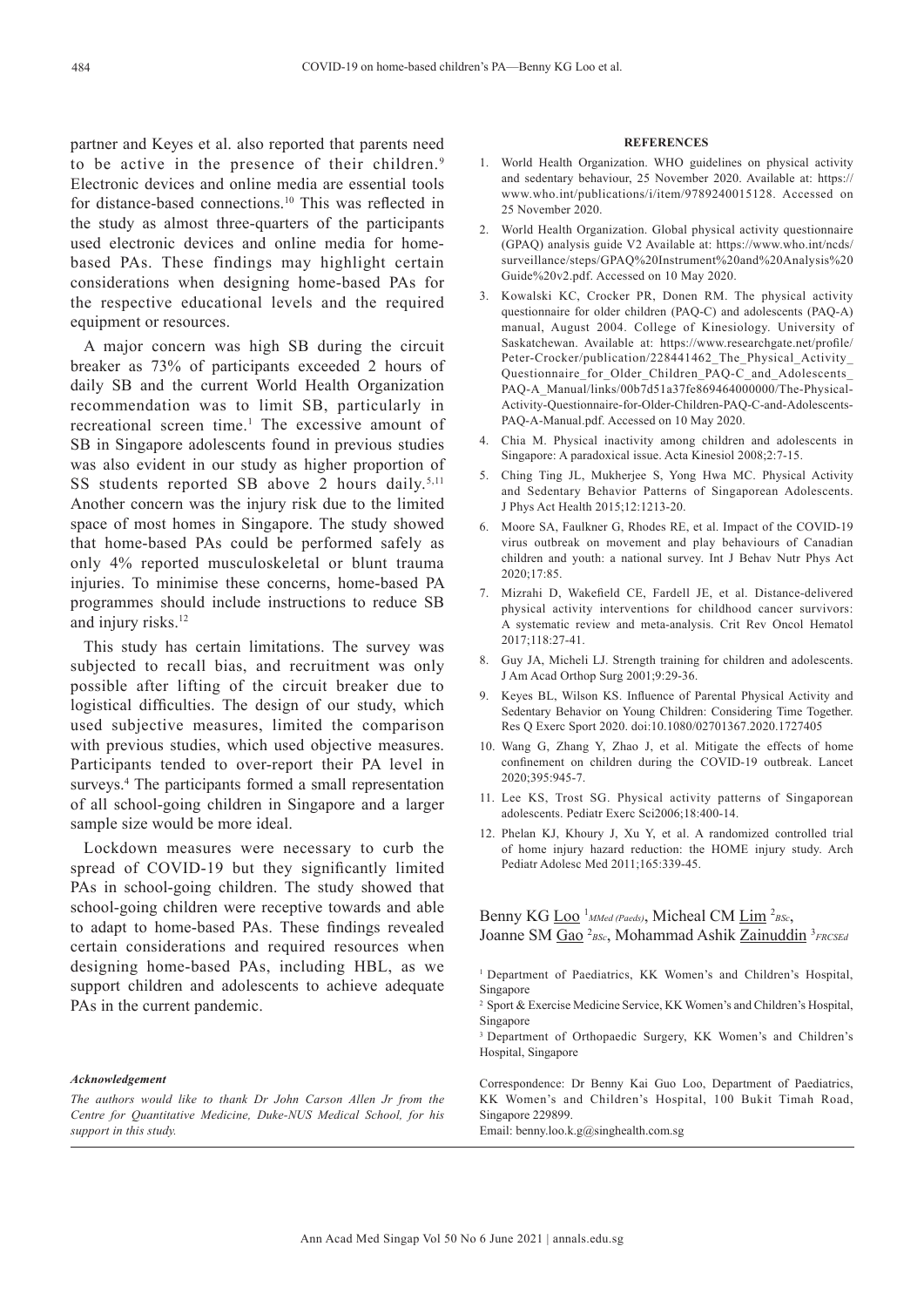partner and Keyes et al. also reported that parents need to be active in the presence of their children.[9] Electronic devices and online media are essential tools for distance-based connections.[10] This was reflected in the study as almost three-quarters of the participants used electronic devices and online media for home-based PAs. These findings may highlight certain considerations when designing home-based PAs for the respective educational levels and the required equipment or resources.

A major concern was high SB during the circuit breaker as 73% of participants exceeded 2 hours of daily SB and the current World Health Organization recommendation was to limit SB, particularly in recreational screen time.[1] The excessive amount of SB in Singapore adolescents found in previous studies was also evident in our study as higher proportion of SS students reported SB above 2 hours daily.[5,11] Another concern was the injury risk due to the limited space of most homes in Singapore. The study showed that home-based PAs could be performed safely as only 4% reported musculoskeletal or blunt trauma injuries. To minimise these concerns, home-based PA programmes should include instructions to reduce SB and injury risks.[12]

This study has certain limitations. The survey was subjected to recall bias, and recruitment was only possible after lifting of the circuit breaker due to logistical difficulties. The design of our study, which used subjective measures, limited the comparison with previous studies, which used objective measures. Participants tended to over-report their PA level in surveys.[4] The participants formed a small representation of all school-going children in Singapore and a larger sample size would be more ideal.

Lockdown measures were necessary to curb the spread of COVID-19 but they significantly limited PAs in school-going children. The study showed that school-going children were receptive towards and able to adapt to home-based PAs. These findings revealed certain considerations and required resources when designing home-based PAs, including HBL, as we support children and adolescents to achieve adequate PAs in the current pandemic.

***Acknowledgement***

*The authors would like to thank Dr John Carson Allen Jr from the Centre for Quantitative Medicine, Duke-NUS Medical School, for his support in this study.*

## REFERENCES

1. World Health Organization. WHO guidelines on physical activity and sedentary behaviour, 25 November 2020. Available at: https://www.who.int/publications/i/item/9789240015128. Accessed on 25 November 2020.
2. World Health Organization. Global physical activity questionnaire (GPAQ) analysis guide V2 Available at: https://www.who.int/ncds/surveillance/steps/GPAQ%20Instrument%20and%20Analysis%20Guide%20v2.pdf. Accessed on 10 May 2020.
3. Kowalski KC, Crocker PR, Donen RM. The physical activity questionnaire for older children (PAQ-C) and adolescents (PAQ-A) manual, August 2004. College of Kinesiology. University of Saskatchewan. Available at: https://www.researchgate.net/profile/Peter-Crocker/publication/228441462_The_Physical_Activity_Questionnaire_for_Older_Children_PAQ-C_and_Adolescents_PAQ-A_Manual/links/00b7d51a37fe869464000000/The-Physical-Activity-Questionnaire-for-Older-Children-PAQ-C-and-Adolescents-PAQ-A-Manual.pdf. Accessed on 10 May 2020.
4. Chia M. Physical inactivity among children and adolescents in Singapore: A paradoxical issue. Acta Kinesiol 2008;2:7-15.
5. Ching Ting JL, Mukherjee S, Yong Hwa MC. Physical Activity and Sedentary Behavior Patterns of Singaporean Adolescents. J Phys Act Health 2015;12:1213-20.
6. Moore SA, Faulkner G, Rhodes RE, et al. Impact of the COVID-19 virus outbreak on movement and play behaviours of Canadian children and youth: a national survey. Int J Behav Nutr Phys Act 2020;17:85.
7. Mizrahi D, Wakefield CE, Fardell JE, et al. Distance-delivered physical activity interventions for childhood cancer survivors: A systematic review and meta-analysis. Crit Rev Oncol Hematol 2017;118:27-41.
8. Guy JA, Micheli LJ. Strength training for children and adolescents. J Am Acad Orthop Surg 2001;9:29-36.
9. Keyes BL, Wilson KS. Influence of Parental Physical Activity and Sedentary Behavior on Young Children: Considering Time Together. Res Q Exerc Sport 2020. doi:10.1080/02701367.2020.1727405
10. Wang G, Zhang Y, Zhao J, et al. Mitigate the effects of home confinement on children during the COVID-19 outbreak. Lancet 2020;395:945-7.
11. Lee KS, Trost SG. Physical activity patterns of Singaporean adolescents. Pediatr Exerc Sci2006;18:400-14.
12. Phelan KJ, Khoury J, Xu Y, et al. A randomized controlled trial of home injury hazard reduction: the HOME injury study. Arch Pediatr Adolesc Med 2011;165:339-45.

Benny KG Loo [1] *MMed (Paeds)*, Micheal CM Lim [2] *BSc*, Joanne SM Gao [2] *BSc*, Mohammad Ashik Zainuddin [3] *FRCSEd*

[1] Department of Paediatrics, KK Women's and Children's Hospital, Singapore

[2] Sport & Exercise Medicine Service, KK Women's and Children's Hospital, Singapore

[3] Department of Orthopaedic Surgery, KK Women's and Children's Hospital, Singapore

Correspondence: Dr Benny Kai Guo Loo, Department of Paediatrics, KK Women's and Children's Hospital, 100 Bukit Timah Road, Singapore 229899.
Email: benny.loo.k.g@singhealth.com.sg